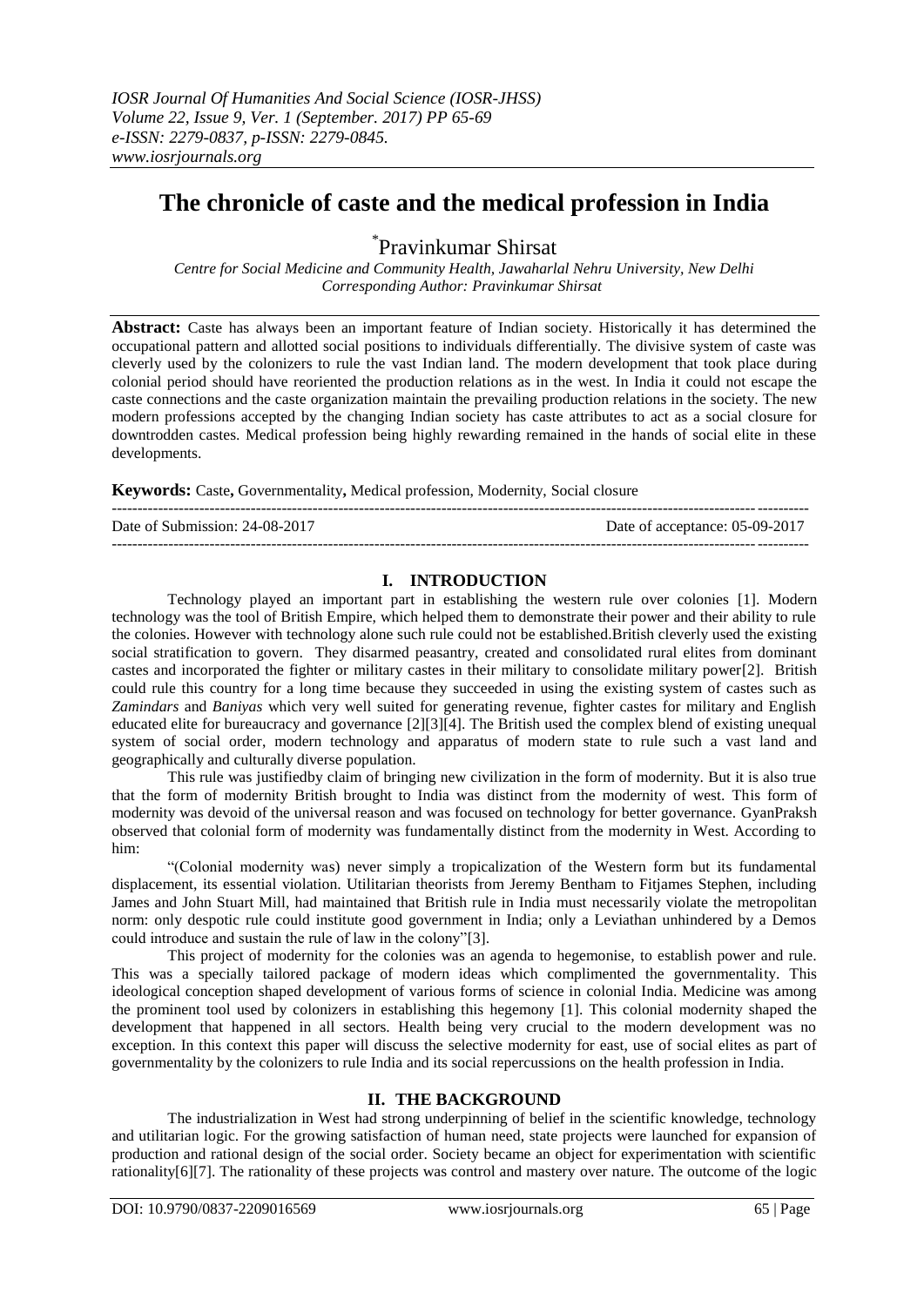# The chronicle of caste and the medical profession in India

\*Pravinkumar Shirsat

*Centre for Social Medicine and Community Health, Jawaharlal Nehru University, New Delhi*
*Corresponding Author: Pravinkumar Shirsat*

**Abstract:** Caste has always been an important feature of Indian society. Historically it has determined the occupational pattern and allotted social positions to individuals differentially. The divisive system of caste was cleverly used by the colonizers to rule the vast Indian land. The modern development that took place during colonial period should have reoriented the production relations as in the west. In India it could not escape the caste connections and the caste organization maintain the prevailing production relations in the society. The new modern professions accepted by the changing Indian society has caste attributes to act as a social closure for downtrodden castes. Medical profession being highly rewarding remained in the hands of social elite in these developments.

**Keywords:** Caste**,** Governmentality**,** Medical profession, Modernity, Social closure

Date of Submission: 24-08-2017 Date of acceptance: 05-09-2017

## I. INTRODUCTION

Technology played an important part in establishing the western rule over colonies [1]. Modern technology was the tool of British Empire, which helped them to demonstrate their power and their ability to rule the colonies. However with technology alone such rule could not be established.British cleverly used the existing social stratification to govern. They disarmed peasantry, created and consolidated rural elites from dominant castes and incorporated the fighter or military castes in their military to consolidate military power[2]. British could rule this country for a long time because they succeeded in using the existing system of castes such as *Zamindars* and *Baniyas* which very well suited for generating revenue, fighter castes for military and English educated elite for bureaucracy and governance [2][3][4]. The British used the complex blend of existing unequal system of social order, modern technology and apparatus of modern state to rule such a vast land and geographically and culturally diverse population.

This rule was justifiedby claim of bringing new civilization in the form of modernity. But it is also true that the form of modernity British brought to India was distinct from the modernity of west. This form of modernity was devoid of the universal reason and was focused on technology for better governance. GyanPraksh observed that colonial form of modernity was fundamentally distinct from the modernity in West. According to him:

"(Colonial modernity was) never simply a tropicalization of the Western form but its fundamental displacement, its essential violation. Utilitarian theorists from Jeremy Bentham to Fitjames Stephen, including James and John Stuart Mill, had maintained that British rule in India must necessarily violate the metropolitan norm: only despotic rule could institute good government in India; only a Leviathan unhindered by a Demos could introduce and sustain the rule of law in the colony"[3].

This project of modernity for the colonies was an agenda to hegemonise, to establish power and rule. This was a specially tailored package of modern ideas which complimented the governmentality. This ideological conception shaped development of various forms of science in colonial India. Medicine was among the prominent tool used by colonizers in establishing this hegemony [1]. This colonial modernity shaped the development that happened in all sectors. Health being very crucial to the modern development was no exception. In this context this paper will discuss the selective modernity for east, use of social elites as part of governmentality by the colonizers to rule India and its social repercussions on the health profession in India.

## II. THE BACKGROUND

The industrialization in West had strong underpinning of belief in the scientific knowledge, technology and utilitarian logic. For the growing satisfaction of human need, state projects were launched for expansion of production and rational design of the social order. Society became an object for experimentation with scientific rationality[6][7]. The rationality of these projects was control and mastery over nature. The outcome of the logic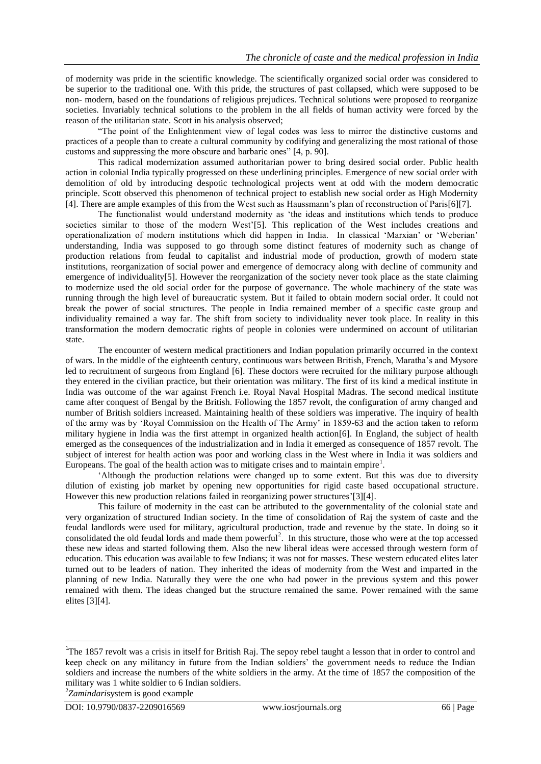of modernity was pride in the scientific knowledge. The scientifically organized social order was considered to be superior to the traditional one. With this pride, the structures of past collapsed, which were supposed to be non- modern, based on the foundations of religious prejudices. Technical solutions were proposed to reorganize societies. Invariably technical solutions to the problem in the all fields of human activity were forced by the reason of the utilitarian state. Scott in his analysis observed;

"The point of the Enlightenment view of legal codes was less to mirror the distinctive customs and practices of a people than to create a cultural community by codifying and generalizing the most rational of those customs and suppressing the more obscure and barbaric ones" [4, p. 90].

This radical modernization assumed authoritarian power to bring desired social order. Public health action in colonial India typically progressed on these underlining principles. Emergence of new social order with demolition of old by introducing despotic technological projects went at odd with the modern democratic principle. Scott observed this phenomenon of technical project to establish new social order as High Modernity [4]. There are ample examples of this from the West such as Haussmann's plan of reconstruction of Paris[6][7].

The functionalist would understand modernity as 'the ideas and institutions which tends to produce societies similar to those of the modern West'[5]. This replication of the West includes creations and operationalization of modern institutions which did happen in India. In classical 'Marxian' or 'Weberian' understanding, India was supposed to go through some distinct features of modernity such as change of production relations from feudal to capitalist and industrial mode of production, growth of modern state institutions, reorganization of social power and emergence of democracy along with decline of community and emergence of individuality[5]. However the reorganization of the society never took place as the state claiming to modernize used the old social order for the purpose of governance. The whole machinery of the state was running through the high level of bureaucratic system. But it failed to obtain modern social order. It could not break the power of social structures. The people in India remained member of a specific caste group and individuality remained a way far. The shift from society to individuality never took place. In reality in this transformation the modern democratic rights of people in colonies were undermined on account of utilitarian state.

The encounter of western medical practitioners and Indian population primarily occurred in the context of wars. In the middle of the eighteenth century, continuous wars between British, French, Maratha's and Mysore led to recruitment of surgeons from England [6]. These doctors were recruited for the military purpose although they entered in the civilian practice, but their orientation was military. The first of its kind a medical institute in India was outcome of the war against French i.e. Royal Naval Hospital Madras. The second medical institute came after conquest of Bengal by the British. Following the 1857 revolt, the configuration of army changed and number of British soldiers increased. Maintaining health of these soldiers was imperative. The inquiry of health of the army was by 'Royal Commission on the Health of The Army' in 1859-63 and the action taken to reform military hygiene in India was the first attempt in organized health action[6]. In England, the subject of health emerged as the consequences of the industrialization and in India it emerged as consequence of 1857 revolt. The subject of interest for health action was poor and working class in the West where in India it was soldiers and Europeans. The goal of the health action was to mitigate crises and to maintain empire[1].

'Although the production relations were changed up to some extent. But this was due to diversity dilution of existing job market by opening new opportunities for rigid caste based occupational structure. However this new production relations failed in reorganizing power structures'[3][4].

This failure of modernity in the east can be attributed to the governmentality of the colonial state and very organization of structured Indian society. In the time of consolidation of Raj the system of caste and the feudal landlords were used for military, agricultural production, trade and revenue by the state. In doing so it consolidated the old feudal lords and made them powerful[2]. In this structure, those who were at the top accessed these new ideas and started following them. Also the new liberal ideas were accessed through western form of education. This education was available to few Indians; it was not for masses. These western educated elites later turned out to be leaders of nation. They inherited the ideas of modernity from the West and imparted in the planning of new India. Naturally they were the one who had power in the previous system and this power remained with them. The ideas changed but the structure remained the same. Power remained with the same elites [3][4].

---

[1] The 1857 revolt was a crisis in itself for British Raj. The sepoy rebel taught a lesson that in order to control and keep check on any militancy in future from the Indian soldiers' the government needs to reduce the Indian soldiers and increase the numbers of the white soldiers in the army. At the time of 1857 the composition of the military was 1 white soldier to 6 Indian soldiers.

[2] *Zamindari*system is good example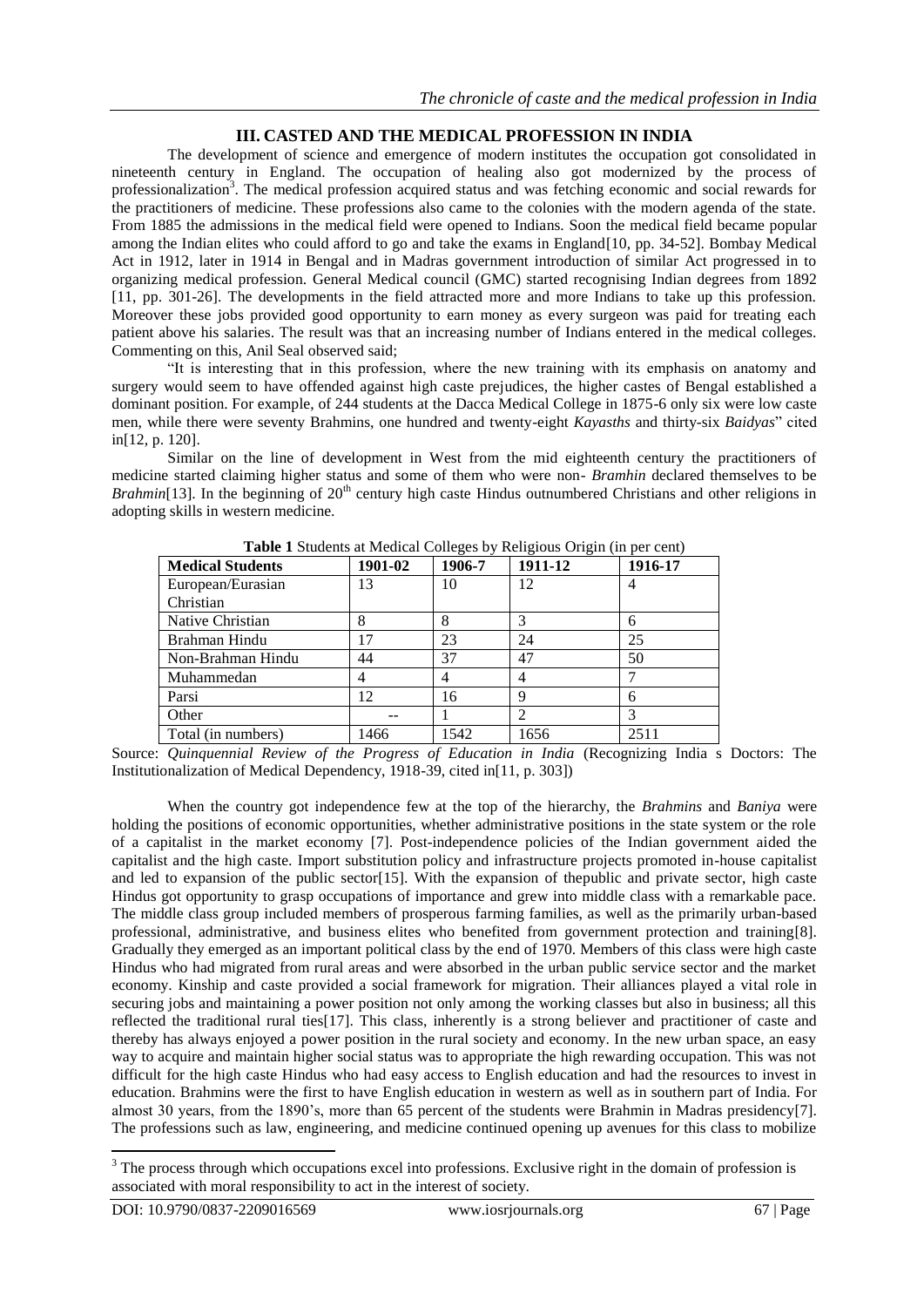## III. CASTED AND THE MEDICAL PROFESSION IN INDIA

The development of science and emergence of modern institutes the occupation got consolidated in nineteenth century in England. The occupation of healing also got modernized by the process of professionalization[3]. The medical profession acquired status and was fetching economic and social rewards for the practitioners of medicine. These professions also came to the colonies with the modern agenda of the state. From 1885 the admissions in the medical field were opened to Indians. Soon the medical field became popular among the Indian elites who could afford to go and take the exams in England[10, pp. 34-52]. Bombay Medical Act in 1912, later in 1914 in Bengal and in Madras government introduction of similar Act progressed in to organizing medical profession. General Medical council (GMC) started recognising Indian degrees from 1892 [11, pp. 301-26]. The developments in the field attracted more and more Indians to take up this profession. Moreover these jobs provided good opportunity to earn money as every surgeon was paid for treating each patient above his salaries. The result was that an increasing number of Indians entered in the medical colleges. Commenting on this, Anil Seal observed said;

"It is interesting that in this profession, where the new training with its emphasis on anatomy and surgery would seem to have offended against high caste prejudices, the higher castes of Bengal established a dominant position. For example, of 244 students at the Dacca Medical College in 1875-6 only six were low caste men, while there were seventy Brahmins, one hundred and twenty-eight *Kayasths* and thirty-six *Baidyas*" cited in[12, p. 120].

Similar on the line of development in West from the mid eighteenth century the practitioners of medicine started claiming higher status and some of them who were non- *Bramhin* declared themselves to be *Brahmin*[13]. In the beginning of 20th century high caste Hindus outnumbered Christians and other religions in adopting skills in western medicine.

**Table 1** Students at Medical Colleges by Religious Origin (in per cent)

| Medical Students | 1901-02 | 1906-7 | 1911-12 | 1916-17 |
|---|---|---|---|---|
| European/Eurasian Christian | 13 | 10 | 12 | 4 |
| Native Christian | 8 | 8 | 3 | 6 |
| Brahman Hindu | 17 | 23 | 24 | 25 |
| Non-Brahman Hindu | 44 | 37 | 47 | 50 |
| Muhammedan | 4 | 4 | 4 | 7 |
| Parsi | 12 | 16 | 9 | 6 |
| Other | -- | 1 | 2 | 3 |
| Total (in numbers) | 1466 | 1542 | 1656 | 2511 |

Source: *Quinquennial Review of the Progress of Education in India* (Recognizing India s Doctors: The Institutionalization of Medical Dependency, 1918-39, cited in[11, p. 303])

When the country got independence few at the top of the hierarchy, the *Brahmins* and *Baniya* were holding the positions of economic opportunities, whether administrative positions in the state system or the role of a capitalist in the market economy [7]. Post-independence policies of the Indian government aided the capitalist and the high caste. Import substitution policy and infrastructure projects promoted in-house capitalist and led to expansion of the public sector[15]. With the expansion of thepublic and private sector, high caste Hindus got opportunity to grasp occupations of importance and grew into middle class with a remarkable pace. The middle class group included members of prosperous farming families, as well as the primarily urban-based professional, administrative, and business elites who benefited from government protection and training[8]. Gradually they emerged as an important political class by the end of 1970. Members of this class were high caste Hindus who had migrated from rural areas and were absorbed in the urban public service sector and the market economy. Kinship and caste provided a social framework for migration. Their alliances played a vital role in securing jobs and maintaining a power position not only among the working classes but also in business; all this reflected the traditional rural ties[17]. This class, inherently is a strong believer and practitioner of caste and thereby has always enjoyed a power position in the rural society and economy. In the new urban space, an easy way to acquire and maintain higher social status was to appropriate the high rewarding occupation. This was not difficult for the high caste Hindus who had easy access to English education and had the resources to invest in education. Brahmins were the first to have English education in western as well as in southern part of India. For almost 30 years, from the 1890's, more than 65 percent of the students were Brahmin in Madras presidency[7]. The professions such as law, engineering, and medicine continued opening up avenues for this class to mobilize

---

[3] The process through which occupations excel into professions. Exclusive right in the domain of profession is associated with moral responsibility to act in the interest of society.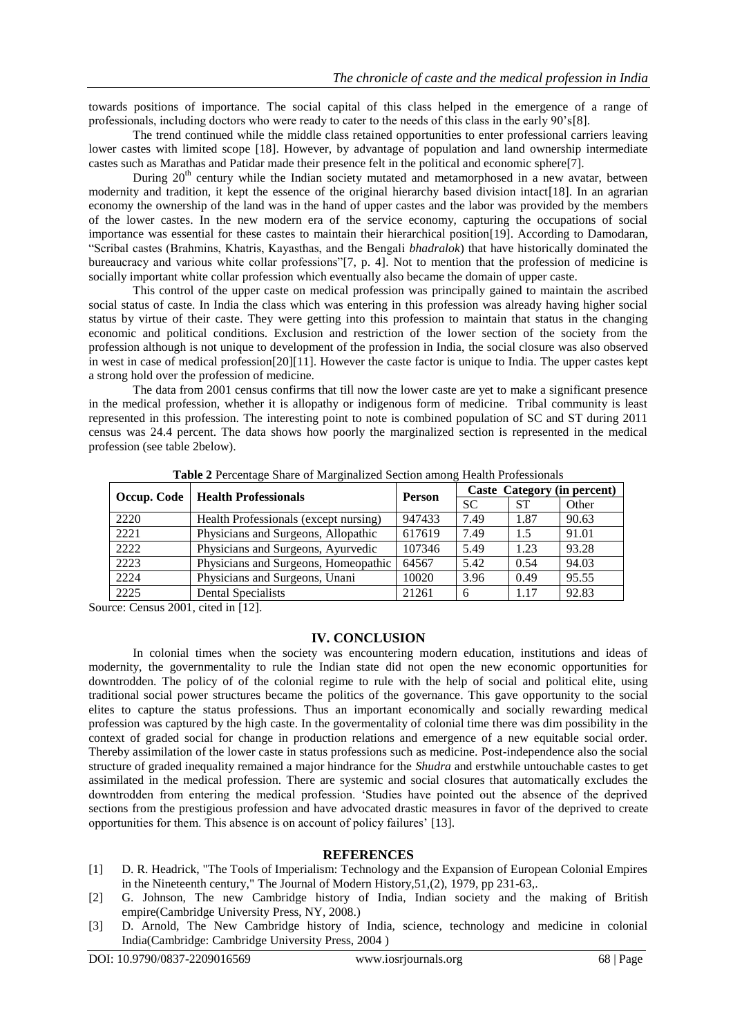towards positions of importance. The social capital of this class helped in the emergence of a range of professionals, including doctors who were ready to cater to the needs of this class in the early 90's[8].

The trend continued while the middle class retained opportunities to enter professional carriers leaving lower castes with limited scope [18]. However, by advantage of population and land ownership intermediate castes such as Marathas and Patidar made their presence felt in the political and economic sphere[7].

During 20th century while the Indian society mutated and metamorphosed in a new avatar, between modernity and tradition, it kept the essence of the original hierarchy based division intact[18]. In an agrarian economy the ownership of the land was in the hand of upper castes and the labor was provided by the members of the lower castes. In the new modern era of the service economy, capturing the occupations of social importance was essential for these castes to maintain their hierarchical position[19]. According to Damodaran, "Scribal castes (Brahmins, Khatris, Kayasthas, and the Bengali *bhadralok*) that have historically dominated the bureaucracy and various white collar professions"[7, p. 4]. Not to mention that the profession of medicine is socially important white collar profession which eventually also became the domain of upper caste.

This control of the upper caste on medical profession was principally gained to maintain the ascribed social status of caste. In India the class which was entering in this profession was already having higher social status by virtue of their caste. They were getting into this profession to maintain that status in the changing economic and political conditions. Exclusion and restriction of the lower section of the society from the profession although is not unique to development of the profession in India, the social closure was also observed in west in case of medical profession[20][11]. However the caste factor is unique to India. The upper castes kept a strong hold over the profession of medicine.

The data from 2001 census confirms that till now the lower caste are yet to make a significant presence in the medical profession, whether it is allopathy or indigenous form of medicine. Tribal community is least represented in this profession. The interesting point to note is combined population of SC and ST during 2011 census was 24.4 percent. The data shows how poorly the marginalized section is represented in the medical profession (see table 2below).

**Table 2** Percentage Share of Marginalized Section among Health Professionals

| Occup. Code | Health Professionals | Person | Caste Category (in percent) | | |
|---|---|---|---|---|---|
| | | | SC | ST | Other |
| 2220 | Health Professionals (except nursing) | 947433 | 7.49 | 1.87 | 90.63 |
| 2221 | Physicians and Surgeons, Allopathic | 617619 | 7.49 | 1.5 | 91.01 |
| 2222 | Physicians and Surgeons, Ayurvedic | 107346 | 5.49 | 1.23 | 93.28 |
| 2223 | Physicians and Surgeons, Homeopathic | 64567 | 5.42 | 0.54 | 94.03 |
| 2224 | Physicians and Surgeons, Unani | 10020 | 3.96 | 0.49 | 95.55 |
| 2225 | Dental Specialists | 21261 | 6 | 1.17 | 92.83 |

Source: Census 2001, cited in [12].

## IV. CONCLUSION

In colonial times when the society was encountering modern education, institutions and ideas of modernity, the governmentality to rule the Indian state did not open the new economic opportunities for downtrodden. The policy of the colonial regime to rule with the help of social and political elite, using traditional social power structures became the politics of the governance. This gave opportunity to the social elites to capture the status professions. Thus an important economically and socially rewarding medical profession was captured by the high caste. In the govermentality of colonial time there was dim possibility in the context of graded social for change in production relations and emergence of a new equitable social order. Thereby assimilation of the lower caste in status professions such as medicine. Post-independence also the social structure of graded inequality remained a major hindrance for the *Shudra* and erstwhile untouchable castes to get assimilated in the medical profession. There are systemic and social closures that automatically excludes the downtrodden from entering the medical profession. 'Studies have pointed out the absence of the deprived sections from the prestigious profession and have advocated drastic measures in favor of the deprived to create opportunities for them. This absence is on account of policy failures' [13].

## REFERENCES

[1] D. R. Headrick, "The Tools of Imperialism: Technology and the Expansion of European Colonial Empires in the Nineteenth century," The Journal of Modern History,51,(2), 1979, pp 231-63,.

[2] G. Johnson, The new Cambridge history of India, Indian society and the making of British empire(Cambridge University Press, NY, 2008.)

[3] D. Arnold, The New Cambridge history of India, science, technology and medicine in colonial India(Cambridge: Cambridge University Press, 2004 )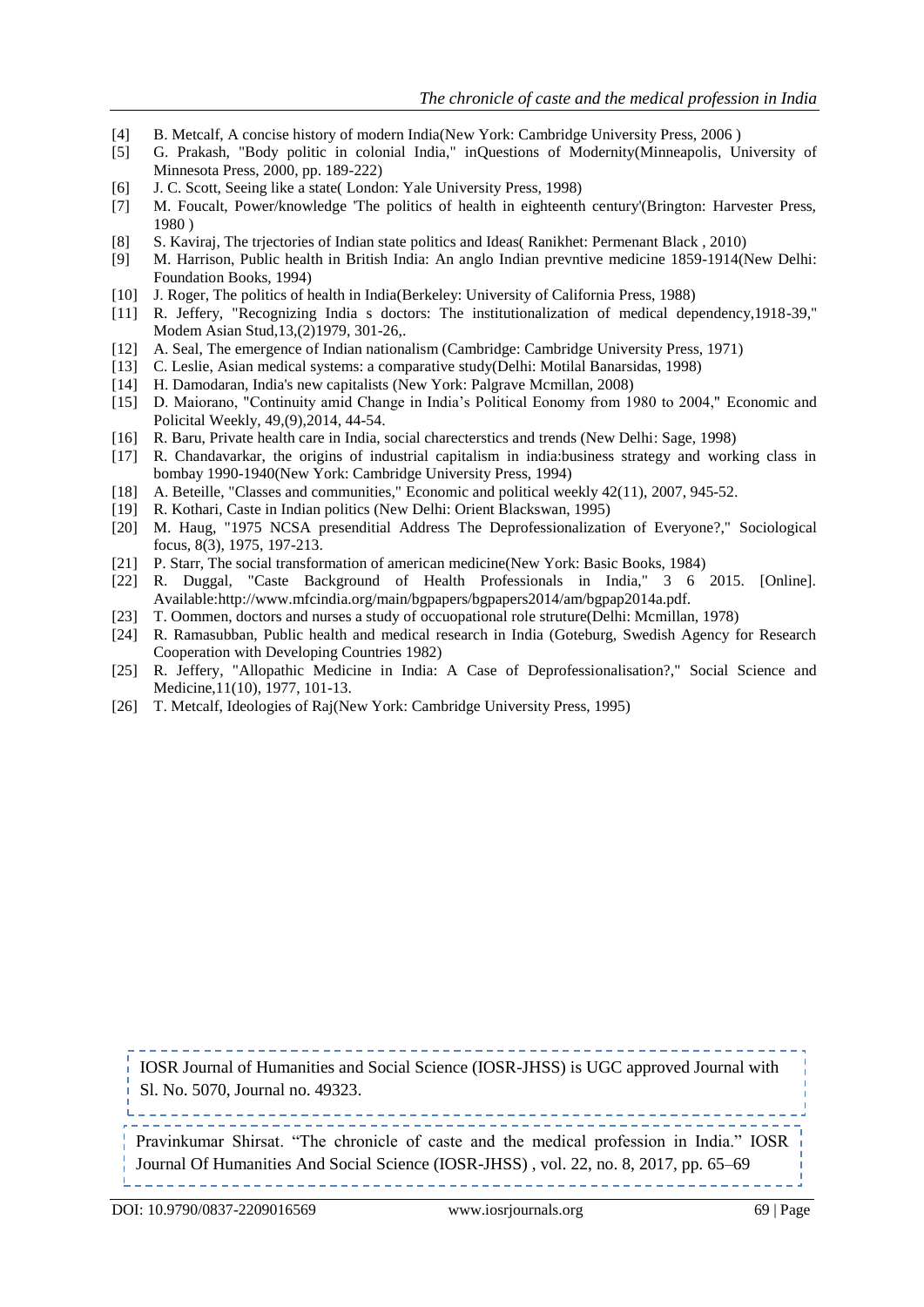[4] B. Metcalf, A concise history of modern India(New York: Cambridge University Press, 2006 )

[5] G. Prakash, "Body politic in colonial India," inQuestions of Modernity(Minneapolis, University of Minnesota Press, 2000, pp. 189-222)

[6] J. C. Scott, Seeing like a state( London: Yale University Press, 1998)

[7] M. Foucalt, Power/knowledge 'The politics of health in eighteenth century'(Brington: Harvester Press, 1980 )

[8] S. Kaviraj, The trjectories of Indian state politics and Ideas( Ranikhet: Permenant Black , 2010)

[9] M. Harrison, Public health in British India: An anglo Indian prevntive medicine 1859-1914(New Delhi: Foundation Books, 1994)

[10] J. Roger, The politics of health in India(Berkeley: University of California Press, 1988)

[11] R. Jeffery, "Recognizing India s doctors: The institutionalization of medical dependency,1918-39," Modem Asian Stud,13,(2)1979, 301-26,.

[12] A. Seal, The emergence of Indian nationalism (Cambridge: Cambridge University Press, 1971)

[13] C. Leslie, Asian medical systems: a comparative study(Delhi: Motilal Banarsidas, 1998)

[14] H. Damodaran, India's new capitalists (New York: Palgrave Mcmillan, 2008)

[15] D. Maiorano, "Continuity amid Change in India's Political Eonomy from 1980 to 2004," Economic and Policital Weekly, 49,(9),2014, 44-54.

[16] R. Baru, Private health care in India, social charecterstics and trends (New Delhi: Sage, 1998)

[17] R. Chandavarkar, the origins of industrial capitalism in india:business strategy and working class in bombay 1990-1940(New York: Cambridge University Press, 1994)

[18] A. Beteille, "Classes and communities," Economic and political weekly 42(11), 2007, 945-52.

[19] R. Kothari, Caste in Indian politics (New Delhi: Orient Blackswan, 1995)

[20] M. Haug, "1975 NCSA presenditial Address The Deprofessionalization of Everyone?," Sociological focus, 8(3), 1975, 197-213.

[21] P. Starr, The social transformation of american medicine(New York: Basic Books, 1984)

[22] R. Duggal, "Caste Background of Health Professionals in India," 3 6 2015. [Online]. Available:http://www.mfcindia.org/main/bgpapers/bgpapers2014/am/bgpap2014a.pdf.

[23] T. Oommen, doctors and nurses a study of occuopational role struture(Delhi: Mcmillan, 1978)

[24] R. Ramasubban, Public health and medical research in India (Goteburg, Swedish Agency for Research Cooperation with Developing Countries 1982)

[25] R. Jeffery, "Allopathic Medicine in India: A Case of Deprofessionalisation?," Social Science and Medicine,11(10), 1977, 101-13.

[26] T. Metcalf, Ideologies of Raj(New York: Cambridge University Press, 1995)

IOSR Journal of Humanities and Social Science (IOSR-JHSS) is UGC approved Journal with Sl. No. 5070, Journal no. 49323.

Pravinkumar Shirsat. "The chronicle of caste and the medical profession in India." IOSR Journal Of Humanities And Social Science (IOSR-JHSS) , vol. 22, no. 8, 2017, pp. 65–69